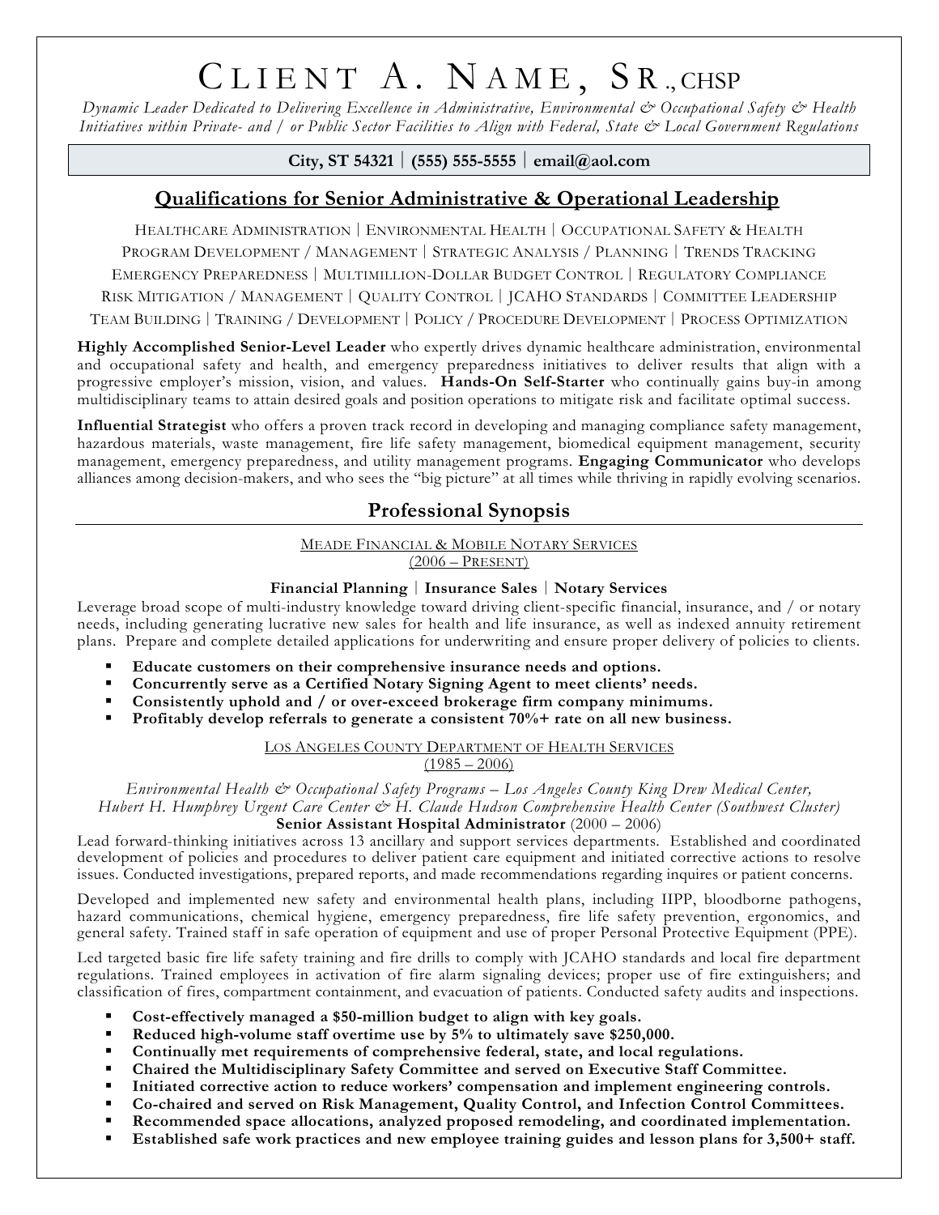# Client A. Name, Sr., CHSP

*Dynamic Leader Dedicated to Delivering Excellence in Administrative, Environmental & Occupational Safety & Health Initiatives within Private- and / or Public Sector Facilities to Align with Federal, State & Local Government Regulations*

**City, ST 54321 | (555) 555-5555 | email@aol.com**

## Qualifications for Senior Administrative & Operational Leadership

Healthcare Administration | Environmental Health | Occupational Safety & Health
Program Development / Management | Strategic Analysis / Planning | Trends Tracking
Emergency Preparedness | Multimillion-Dollar Budget Control | Regulatory Compliance
Risk Mitigation / Management | Quality Control | JCAHO Standards | Committee Leadership
Team Building | Training / Development | Policy / Procedure Development | Process Optimization

**Highly Accomplished Senior-Level Leader** who expertly drives dynamic healthcare administration, environmental and occupational safety and health, and emergency preparedness initiatives to deliver results that align with a progressive employer's mission, vision, and values. **Hands-On Self-Starter** who continually gains buy-in among multidisciplinary teams to attain desired goals and position operations to mitigate risk and facilitate optimal success.

**Influential Strategist** who offers a proven track record in developing and managing compliance safety management, hazardous materials, waste management, fire life safety management, biomedical equipment management, security management, emergency preparedness, and utility management programs. **Engaging Communicator** who develops alliances among decision-makers, and who sees the "big picture" at all times while thriving in rapidly evolving scenarios.

## Professional Synopsis

Meade Financial & Mobile Notary Services
(2006 – Present)

**Financial Planning | Insurance Sales | Notary Services**

Leverage broad scope of multi-industry knowledge toward driving client-specific financial, insurance, and / or notary needs, including generating lucrative new sales for health and life insurance, as well as indexed annuity retirement plans. Prepare and complete detailed applications for underwriting and ensure proper delivery of policies to clients.

- **Educate customers on their comprehensive insurance needs and options.**
- **Concurrently serve as a Certified Notary Signing Agent to meet clients' needs.**
- **Consistently uphold and / or over-exceed brokerage firm company minimums.**
- **Profitably develop referrals to generate a consistent 70%+ rate on all new business.**

Los Angeles County Department of Health Services
(1985 – 2006)

*Environmental Health & Occupational Safety Programs – Los Angeles County King Drew Medical Center, Hubert H. Humphrey Urgent Care Center & H. Claude Hudson Comprehensive Health Center (Southwest Cluster)*
**Senior Assistant Hospital Administrator** (2000 – 2006)

Lead forward-thinking initiatives across 13 ancillary and support services departments. Established and coordinated development of policies and procedures to deliver patient care equipment and initiated corrective actions to resolve issues. Conducted investigations, prepared reports, and made recommendations regarding inquires or patient concerns.

Developed and implemented new safety and environmental health plans, including IIPP, bloodborne pathogens, hazard communications, chemical hygiene, emergency preparedness, fire life safety prevention, ergonomics, and general safety. Trained staff in safe operation of equipment and use of proper Personal Protective Equipment (PPE).

Led targeted basic fire life safety training and fire drills to comply with JCAHO standards and local fire department regulations. Trained employees in activation of fire alarm signaling devices; proper use of fire extinguishers; and classification of fires, compartment containment, and evacuation of patients. Conducted safety audits and inspections.

- **Cost-effectively managed a $50-million budget to align with key goals.**
- **Reduced high-volume staff overtime use by 5% to ultimately save $250,000.**
- **Continually met requirements of comprehensive federal, state, and local regulations.**
- **Chaired the Multidisciplinary Safety Committee and served on Executive Staff Committee.**
- **Initiated corrective action to reduce workers' compensation and implement engineering controls.**
- **Co-chaired and served on Risk Management, Quality Control, and Infection Control Committees.**
- **Recommended space allocations, analyzed proposed remodeling, and coordinated implementation.**
- **Established safe work practices and new employee training guides and lesson plans for 3,500+ staff.**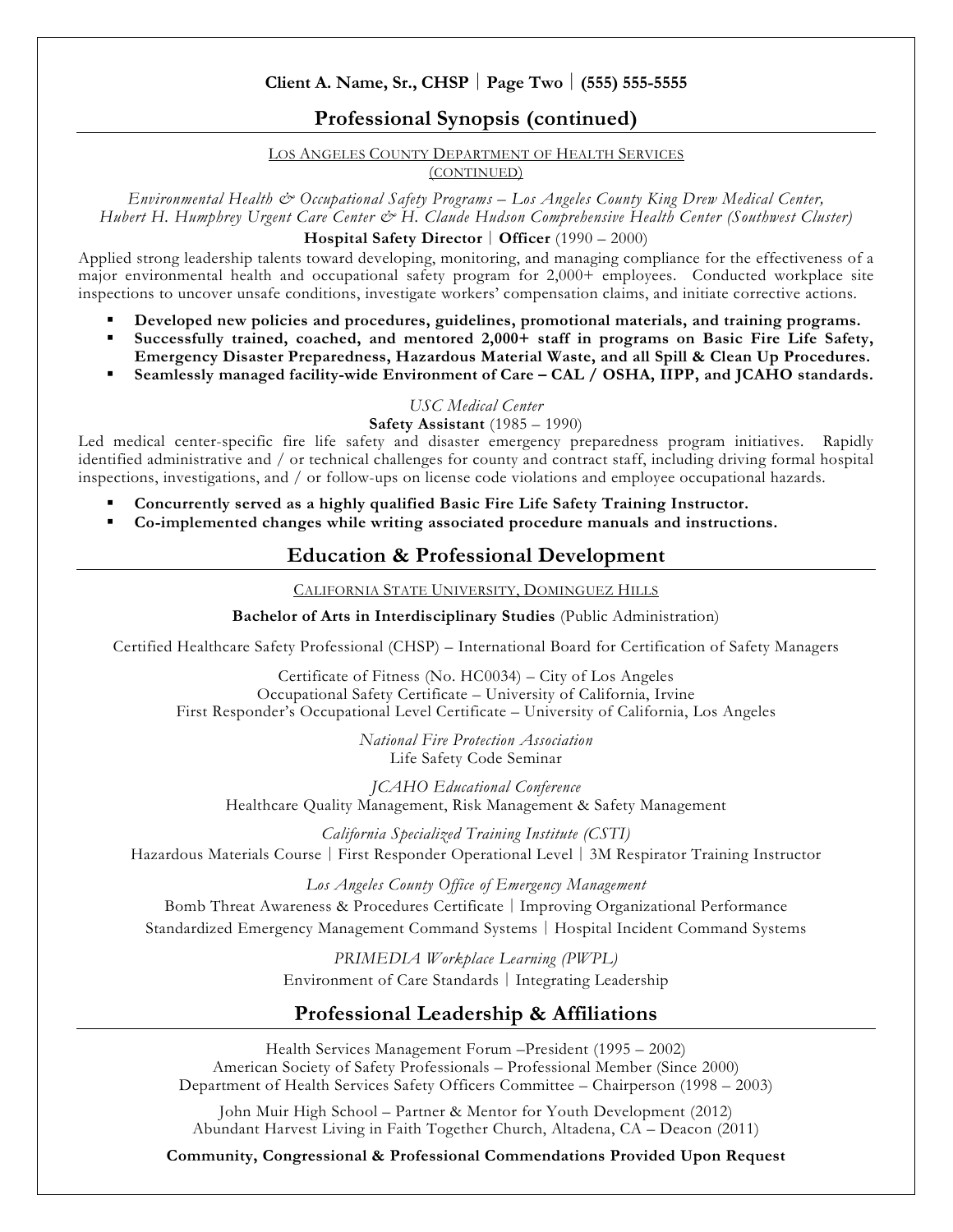## Professional Synopsis (continued)

LOS ANGELES COUNTY DEPARTMENT OF HEALTH SERVICES
(CONTINUED)

*Environmental Health & Occupational Safety Programs – Los Angeles County King Drew Medical Center, Hubert H. Humphrey Urgent Care Center & H. Claude Hudson Comprehensive Health Center (Southwest Cluster)*

**Hospital Safety Director** | **Officer** (1990 – 2000)

Applied strong leadership talents toward developing, monitoring, and managing compliance for the effectiveness of a major environmental health and occupational safety program for 2,000+ employees. Conducted workplace site inspections to uncover unsafe conditions, investigate workers' compensation claims, and initiate corrective actions.

- **Developed new policies and procedures, guidelines, promotional materials, and training programs.**
- **Successfully trained, coached, and mentored 2,000+ staff in programs on Basic Fire Life Safety, Emergency Disaster Preparedness, Hazardous Material Waste, and all Spill & Clean Up Procedures.**
- **Seamlessly managed facility-wide Environment of Care – CAL / OSHA, IIPP, and JCAHO standards.**

*USC Medical Center*

**Safety Assistant** (1985 – 1990)

Led medical center-specific fire life safety and disaster emergency preparedness program initiatives. Rapidly identified administrative and / or technical challenges for county and contract staff, including driving formal hospital inspections, investigations, and / or follow-ups on license code violations and employee occupational hazards.

- **Concurrently served as a highly qualified Basic Fire Life Safety Training Instructor.**
- **Co-implemented changes while writing associated procedure manuals and instructions.**

## Education & Professional Development

CALIFORNIA STATE UNIVERSITY, DOMINGUEZ HILLS

**Bachelor of Arts in Interdisciplinary Studies** (Public Administration)

Certified Healthcare Safety Professional (CHSP) – International Board for Certification of Safety Managers

Certificate of Fitness (No. HC0034) – City of Los Angeles
Occupational Safety Certificate – University of California, Irvine
First Responder's Occupational Level Certificate – University of California, Los Angeles

*National Fire Protection Association*
Life Safety Code Seminar

*JCAHO Educational Conference*
Healthcare Quality Management, Risk Management & Safety Management

*California Specialized Training Institute (CSTI)*
Hazardous Materials Course | First Responder Operational Level | 3M Respirator Training Instructor

*Los Angeles County Office of Emergency Management*
Bomb Threat Awareness & Procedures Certificate | Improving Organizational Performance
Standardized Emergency Management Command Systems | Hospital Incident Command Systems

*PRIMEDIA Workplace Learning (PWPL)*
Environment of Care Standards | Integrating Leadership

## Professional Leadership & Affiliations

Health Services Management Forum –President (1995 – 2002)
American Society of Safety Professionals – Professional Member (Since 2000)
Department of Health Services Safety Officers Committee – Chairperson (1998 – 2003)

John Muir High School – Partner & Mentor for Youth Development (2012)
Abundant Harvest Living in Faith Together Church, Altadena, CA – Deacon (2011)

**Community, Congressional & Professional Commendations Provided Upon Request**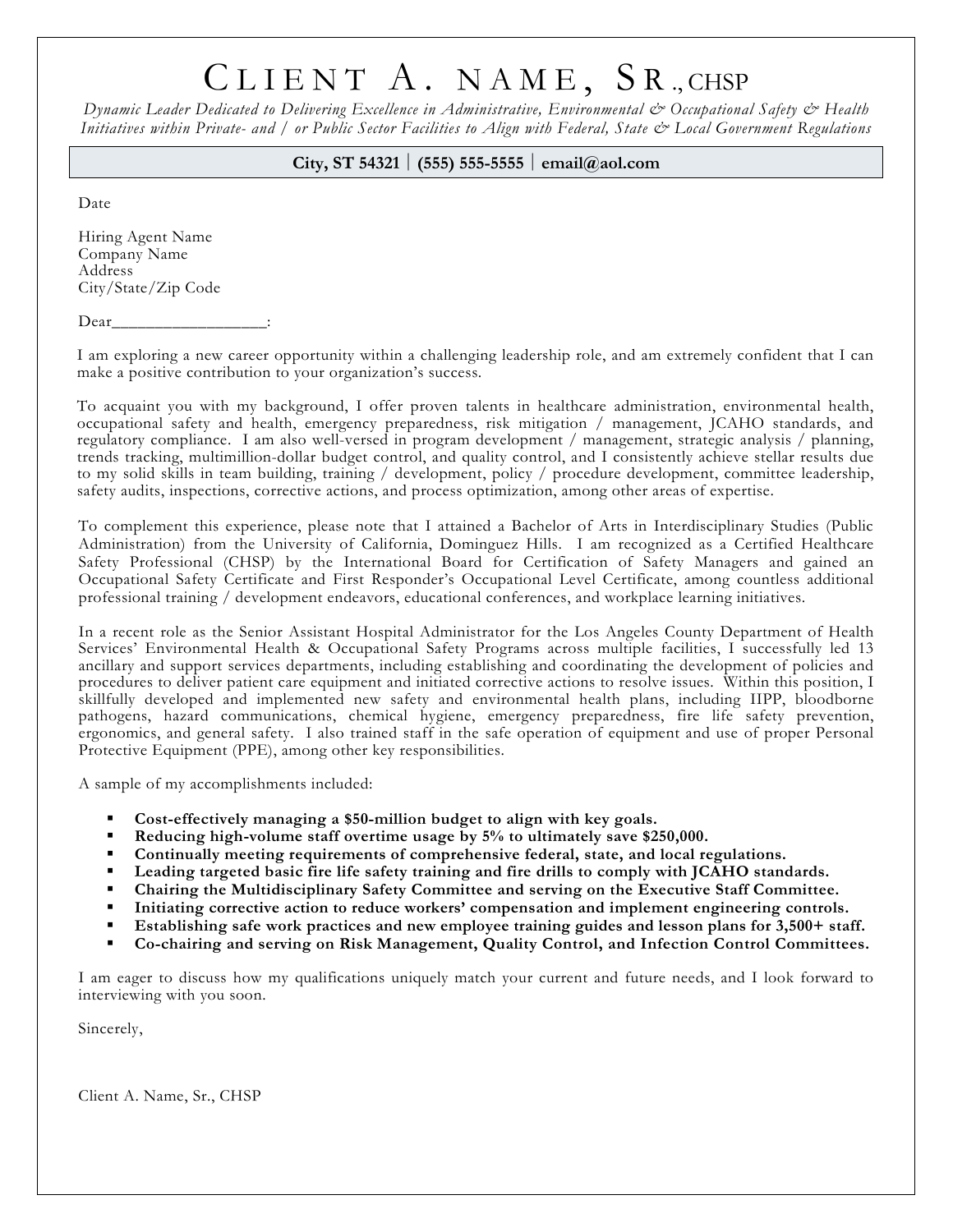# CLIENT A. NAME, SR., CHSP

*Dynamic Leader Dedicated to Delivering Excellence in Administrative, Environmental & Occupational Safety & Health Initiatives within Private- and / or Public Sector Facilities to Align with Federal, State & Local Government Regulations*

**City, ST 54321 | (555) 555-5555 | email@aol.com**

Date

Hiring Agent Name
Company Name
Address
City/State/Zip Code

Dear__________________:

I am exploring a new career opportunity within a challenging leadership role, and am extremely confident that I can make a positive contribution to your organization's success.

To acquaint you with my background, I offer proven talents in healthcare administration, environmental health, occupational safety and health, emergency preparedness, risk mitigation / management, JCAHO standards, and regulatory compliance. I am also well-versed in program development / management, strategic analysis / planning, trends tracking, multimillion-dollar budget control, and quality control, and I consistently achieve stellar results due to my solid skills in team building, training / development, policy / procedure development, committee leadership, safety audits, inspections, corrective actions, and process optimization, among other areas of expertise.

To complement this experience, please note that I attained a Bachelor of Arts in Interdisciplinary Studies (Public Administration) from the University of California, Dominguez Hills. I am recognized as a Certified Healthcare Safety Professional (CHSP) by the International Board for Certification of Safety Managers and gained an Occupational Safety Certificate and First Responder's Occupational Level Certificate, among countless additional professional training / development endeavors, educational conferences, and workplace learning initiatives.

In a recent role as the Senior Assistant Hospital Administrator for the Los Angeles County Department of Health Services' Environmental Health & Occupational Safety Programs across multiple facilities, I successfully led 13 ancillary and support services departments, including establishing and coordinating the development of policies and procedures to deliver patient care equipment and initiated corrective actions to resolve issues. Within this position, I skillfully developed and implemented new safety and environmental health plans, including IIPP, bloodborne pathogens, hazard communications, chemical hygiene, emergency preparedness, fire life safety prevention, ergonomics, and general safety. I also trained staff in the safe operation of equipment and use of proper Personal Protective Equipment (PPE), among other key responsibilities.

A sample of my accomplishments included:

- **Cost-effectively managing a $50-million budget to align with key goals.**
- **Reducing high-volume staff overtime usage by 5% to ultimately save $250,000.**
- **Continually meeting requirements of comprehensive federal, state, and local regulations.**
- **Leading targeted basic fire life safety training and fire drills to comply with JCAHO standards.**
- **Chairing the Multidisciplinary Safety Committee and serving on the Executive Staff Committee.**
- **Initiating corrective action to reduce workers' compensation and implement engineering controls.**
- **Establishing safe work practices and new employee training guides and lesson plans for 3,500+ staff.**
- **Co-chairing and serving on Risk Management, Quality Control, and Infection Control Committees.**

I am eager to discuss how my qualifications uniquely match your current and future needs, and I look forward to interviewing with you soon.

Sincerely,

Client A. Name, Sr., CHSP